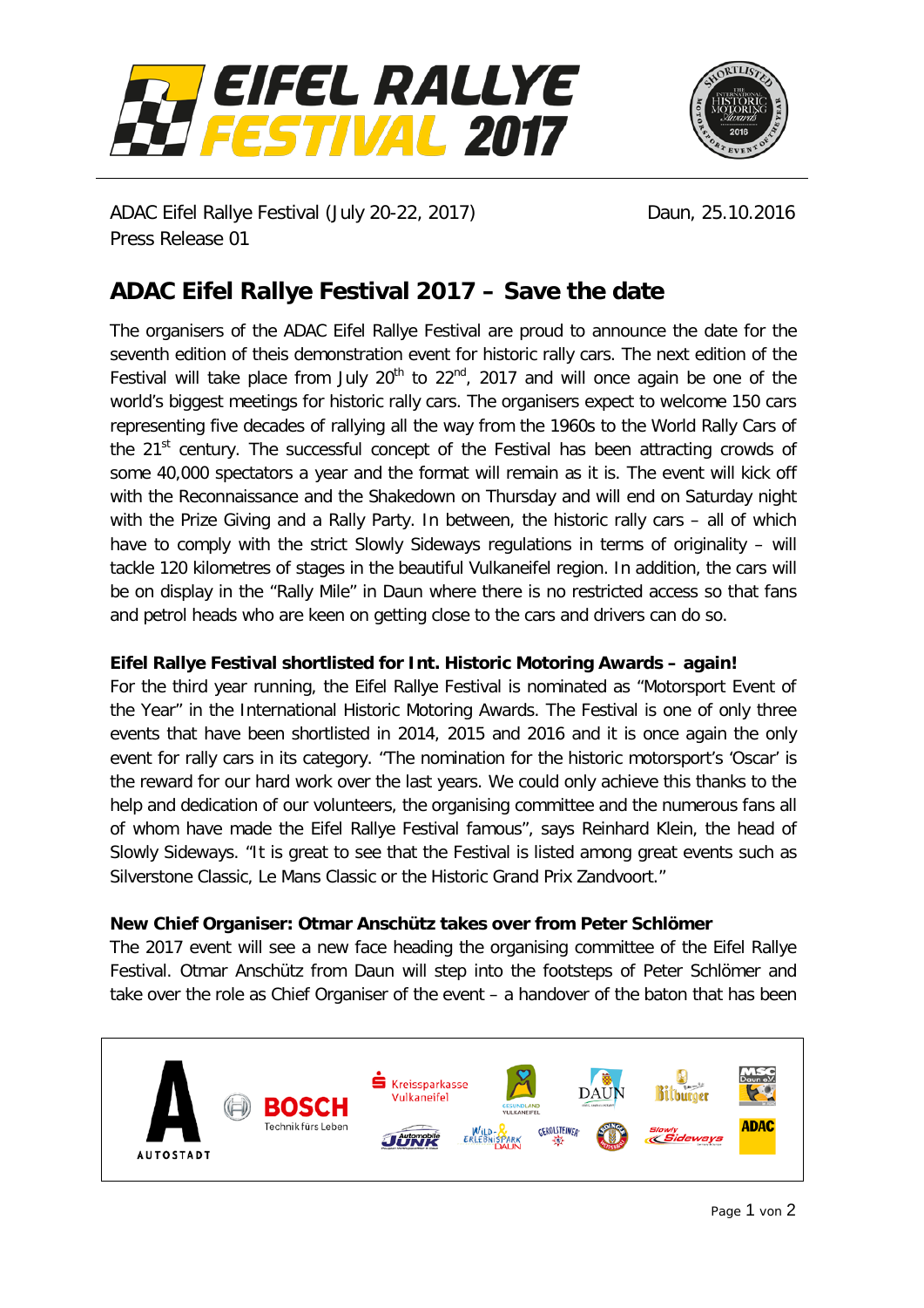ADAC Eifel Rallye Festival (July 20-22, 2017)
Press Release 01

Daun, 25.10.2016

# ADAC Eifel Rallye Festival 2017 – Save the date

The organisers of the ADAC Eifel Rallye Festival are proud to announce the date for the seventh edition of theis demonstration event for historic rally cars. The next edition of the Festival will take place from July 20th to 22nd, 2017 and will once again be one of the world's biggest meetings for historic rally cars. The organisers expect to welcome 150 cars representing five decades of rallying all the way from the 1960s to the World Rally Cars of the 21st century. The successful concept of the Festival has been attracting crowds of some 40,000 spectators a year and the format will remain as it is. The event will kick off with the Reconnaissance and the Shakedown on Thursday and will end on Saturday night with the Prize Giving and a Rally Party. In between, the historic rally cars – all of which have to comply with the strict Slowly Sideways regulations in terms of originality – will tackle 120 kilometres of stages in the beautiful Vulkaneifel region. In addition, the cars will be on display in the "Rally Mile" in Daun where there is no restricted access so that fans and petrol heads who are keen on getting close to the cars and drivers can do so.

**Eifel Rallye Festival shortlisted for Int. Historic Motoring Awards – again!**

For the third year running, the Eifel Rallye Festival is nominated as "Motorsport Event of the Year" in the International Historic Motoring Awards. The Festival is one of only three events that have been shortlisted in 2014, 2015 and 2016 and it is once again the only event for rally cars in its category. "The nomination for the historic motorsport's 'Oscar' is the reward for our hard work over the last years. We could only achieve this thanks to the help and dedication of our volunteers, the organising committee and the numerous fans all of whom have made the Eifel Rallye Festival famous", says Reinhard Klein, the head of Slowly Sideways. "It is great to see that the Festival is listed among great events such as Silverstone Classic, Le Mans Classic or the Historic Grand Prix Zandvoort."

**New Chief Organiser: Otmar Anschütz takes over from Peter Schlömer**

The 2017 event will see a new face heading the organising committee of the Eifel Rallye Festival. Otmar Anschütz from Daun will step into the footsteps of Peter Schlömer and take over the role as Chief Organiser of the event – a handover of the baton that has been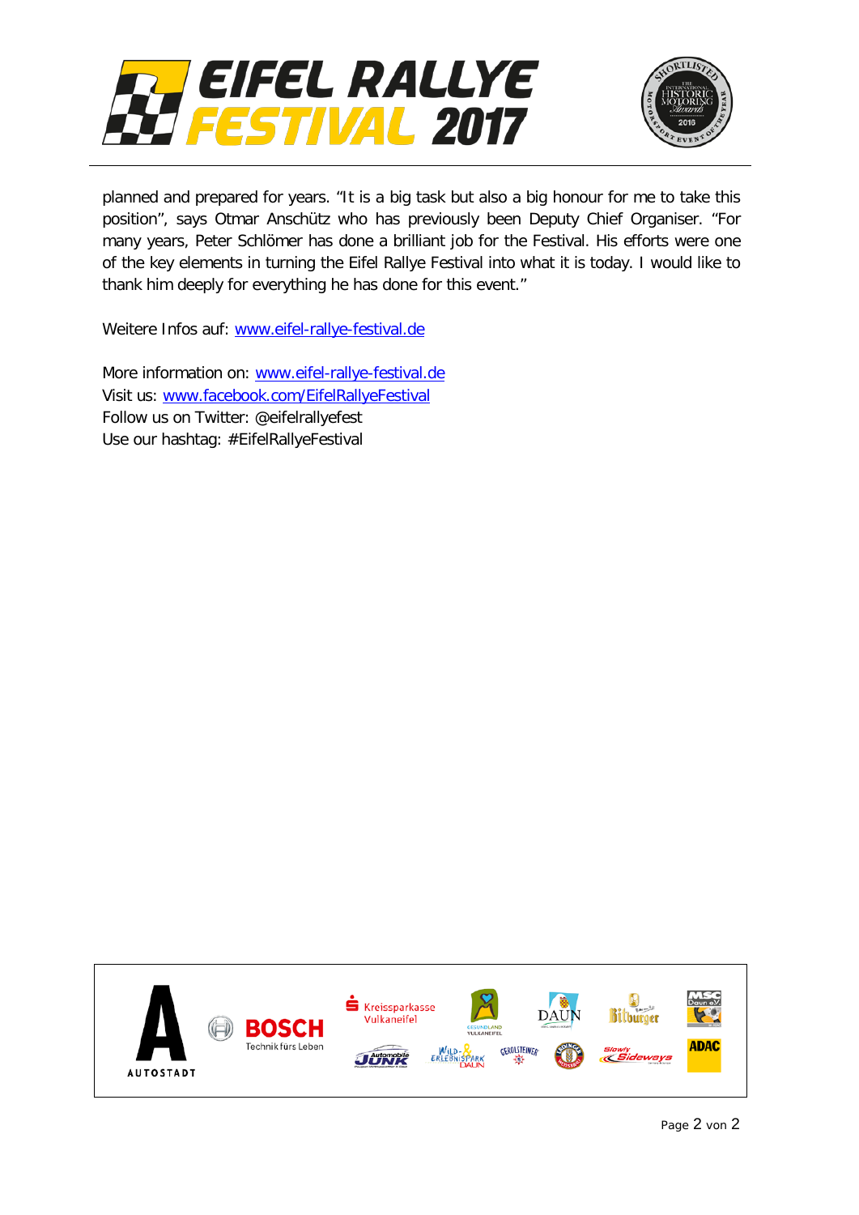planned and prepared for years. “It is a big task but also a big honour for me to take this position”, says Otmar Anschütz who has previously been Deputy Chief Organiser. “For many years, Peter Schlömer has done a brilliant job for the Festival. His efforts were one of the key elements in turning the Eifel Rallye Festival into what it is today. I would like to thank him deeply for everything he has done for this event.”

Weitere Infos auf: www.eifel-rallye-festival.de

More information on: www.eifel-rallye-festival.de
Visit us: www.facebook.com/EifelRallyeFestival
Follow us on Twitter: @eifelrallyefest
Use our hashtag: #EifelRallyeFestival